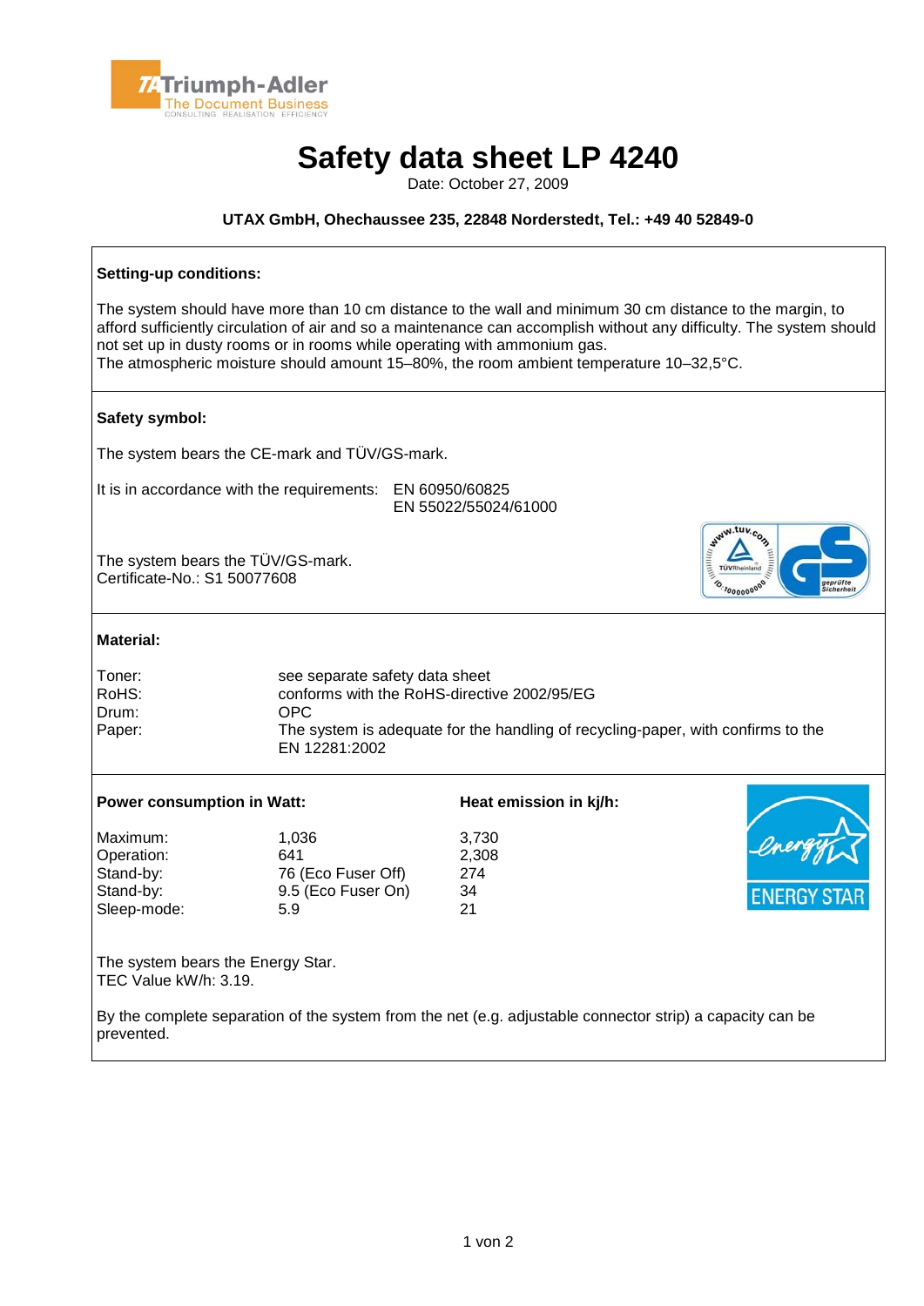# Safety data sheet LP 4240

Date: October 27, 2009

**UTAX GmbH, Ohechaussee 235, 22848 Norderstedt, Tel.: +49 40 52849-0**

## Setting-up conditions:

The system should have more than 10 cm distance to the wall and minimum 30 cm distance to the margin, to afford sufficiently circulation of air and so a maintenance can accomplish without any difficulty. The system should not set up in dusty rooms or in rooms while operating with ammonium gas.
The atmospheric moisture should amount 15–80%, the room ambient temperature 10–32,5°C.

## Safety symbol:

The system bears the CE-mark and TÜV/GS-mark.

It is in accordance with the requirements: EN 60950/60825
EN 55022/55024/61000

The system bears the TÜV/GS-mark.
Certificate-No.: S1 50077608

## Material:

| | |
|---|---|
| Toner: | see separate safety data sheet |
| RoHS: | conforms with the RoHS-directive 2002/95/EG |
| Drum: | OPC |
| Paper: | The system is adequate for the handling of recycling-paper, with confirms to the EN 12281:2002 |

## Power consumption in Watt / Heat emission in kj/h:

| | Power consumption in Watt | Heat emission in kj/h |
|---|---|---|
| Maximum: | 1,036 | 3,730 |
| Operation: | 641 | 2,308 |
| Stand-by: | 76 (Eco Fuser Off) | 274 |
| Stand-by: | 9.5 (Eco Fuser On) | 34 |
| Sleep-mode: | 5.9 | 21 |

The system bears the Energy Star.
TEC Value kW/h: 3.19.

By the complete separation of the system from the net (e.g. adjustable connector strip) a capacity can be prevented.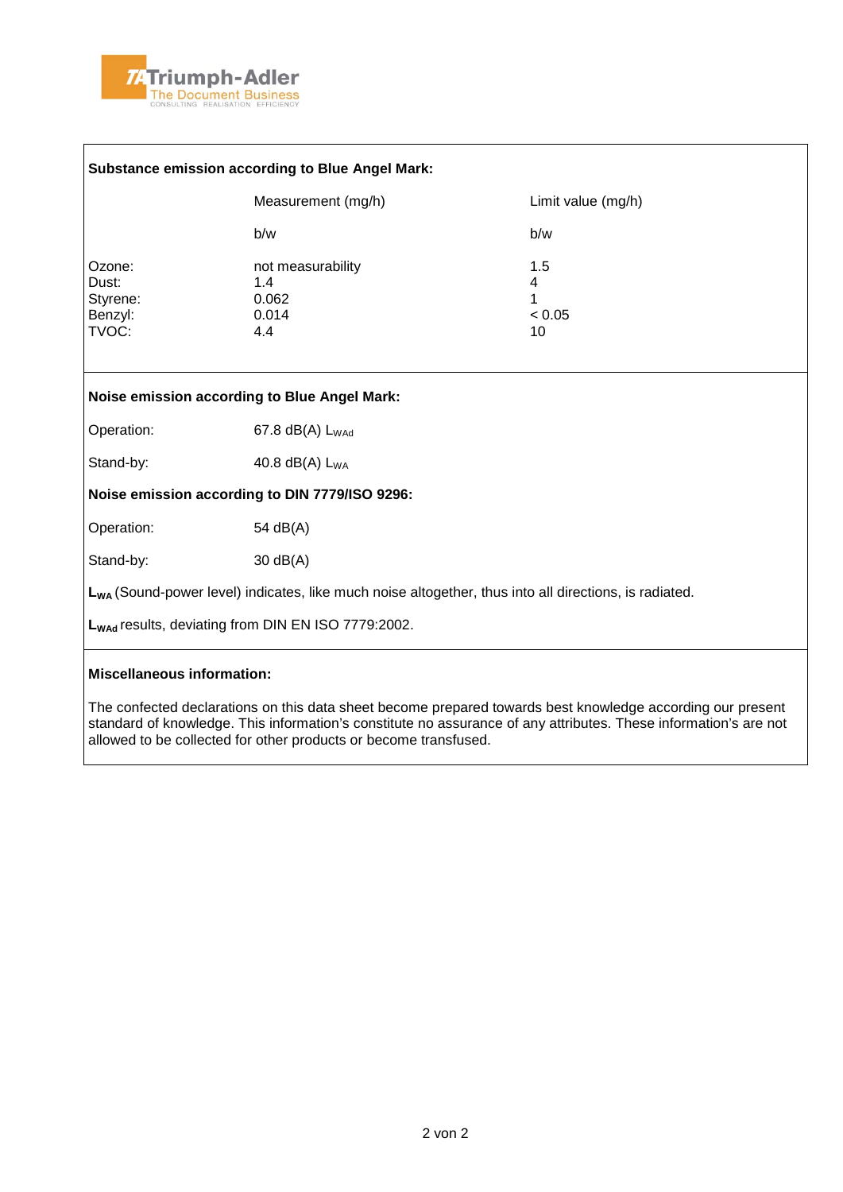Triumph-Adler
The Document Business
CONSULTING REALISATION EFFICIENCY

**Substance emission according to Blue Angel Mark:**

| | Measurement (mg/h) | Limit value (mg/h) |
|---|---|---|
| | b/w | b/w |
| Ozone: | not measurability | 1.5 |
| Dust: | 1.4 | 4 |
| Styrene: | 0.062 | 1 |
| Benzyl: | 0.014 | < 0.05 |
| TVOC: | 4.4 | 10 |

**Noise emission according to Blue Angel Mark:**

| | |
|---|---|
| Operation: | 67.8 dB(A) $L_{WAd}$ |
| Stand-by: | 40.8 dB(A) $L_{WA}$ |

**Noise emission according to DIN 7779/ISO 9296:**

| | |
|---|---|
| Operation: | 54 dB(A) |
| Stand-by: | 30 dB(A) |

**$L_{WA}$** (Sound-power level) indicates, like much noise altogether, thus into all directions, is radiated.

**$L_{WAd}$** results, deviating from DIN EN ISO 7779:2002.

**Miscellaneous information:**

The confected declarations on this data sheet become prepared towards best knowledge according our present standard of knowledge. This information's constitute no assurance of any attributes. These information's are not allowed to be collected for other products or become transfused.